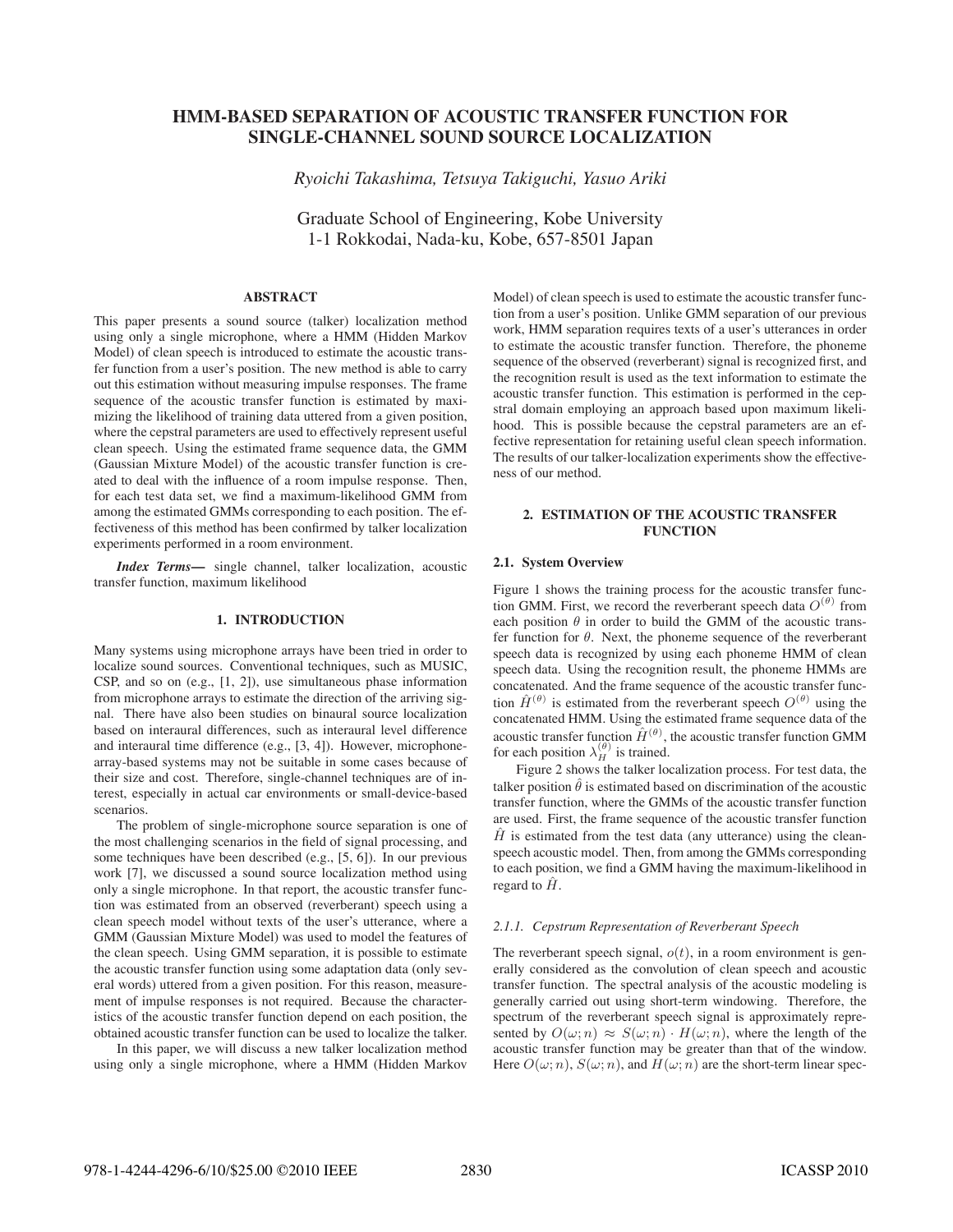# HMM-BASED SEPARATION OF ACOUSTIC TRANSFER FUNCTION FOR SINGLE-CHANNEL SOUND SOURCE LOCALIZATION

*Ryoichi Takashima, Tetsuya Takiguchi, Yasuo Ariki*

Graduate School of Engineering, Kobe University
1-1 Rokkodai, Nada-ku, Kobe, 657-8501 Japan

## ABSTRACT

This paper presents a sound source (talker) localization method using only a single microphone, where a HMM (Hidden Markov Model) of clean speech is introduced to estimate the acoustic transfer function from a user's position. The new method is able to carry out this estimation without measuring impulse responses. The frame sequence of the acoustic transfer function is estimated by maximizing the likelihood of training data uttered from a given position, where the cepstral parameters are used to effectively represent useful clean speech. Using the estimated frame sequence data, the GMM (Gaussian Mixture Model) of the acoustic transfer function is created to deal with the influence of a room impulse response. Then, for each test data set, we find a maximum-likelihood GMM from among the estimated GMMs corresponding to each position. The effectiveness of this method has been confirmed by talker localization experiments performed in a room environment.

***Index Terms*—** single channel, talker localization, acoustic transfer function, maximum likelihood

## 1. INTRODUCTION

Many systems using microphone arrays have been tried in order to localize sound sources. Conventional techniques, such as MUSIC, CSP, and so on (e.g., [1, 2]), use simultaneous phase information from microphone arrays to estimate the direction of the arriving signal. There have also been studies on binaural source localization based on interaural differences, such as interaural level difference and interaural time difference (e.g., [3, 4]). However, microphone-array-based systems may not be suitable in some cases because of their size and cost. Therefore, single-channel techniques are of interest, especially in actual car environments or small-device-based scenarios.

The problem of single-microphone source separation is one of the most challenging scenarios in the field of signal processing, and some techniques have been described (e.g., [5, 6]). In our previous work [7], we discussed a sound source localization method using only a single microphone. In that report, the acoustic transfer function was estimated from an observed (reverberant) speech using a clean speech model without texts of the user's utterance, where a GMM (Gaussian Mixture Model) was used to model the features of the clean speech. Using GMM separation, it is possible to estimate the acoustic transfer function using some adaptation data (only several words) uttered from a given position. For this reason, measurement of impulse responses is not required. Because the characteristics of the acoustic transfer function depend on each position, the obtained acoustic transfer function can be used to localize the talker.

In this paper, we will discuss a new talker localization method using only a single microphone, where a HMM (Hidden Markov Model) of clean speech is used to estimate the acoustic transfer function from a user's position. Unlike GMM separation of our previous work, HMM separation requires texts of a user's utterances in order to estimate the acoustic transfer function. Therefore, the phoneme sequence of the observed (reverberant) signal is recognized first, and the recognition result is used as the text information to estimate the acoustic transfer function. This estimation is performed in the cepstral domain employing an approach based upon maximum likelihood. This is possible because the cepstral parameters are an effective representation for retaining useful clean speech information. The results of our talker-localization experiments show the effectiveness of our method.

## 2. ESTIMATION OF THE ACOUSTIC TRANSFER FUNCTION

### 2.1. System Overview

Figure 1 shows the training process for the acoustic transfer function GMM. First, we record the reverberant speech data $O^{(\theta)}$ from each position $\theta$ in order to build the GMM of the acoustic transfer function for $\theta$. Next, the phoneme sequence of the reverberant speech data is recognized by using each phoneme HMM of clean speech data. Using the recognition result, the phoneme HMMs are concatenated. And the frame sequence of the acoustic transfer function $\hat{H}^{(\theta)}$ is estimated from the reverberant speech $O^{(\theta)}$ using the concatenated HMM. Using the estimated frame sequence data of the acoustic transfer function $\hat{H}^{(\theta)}$, the acoustic transfer function GMM for each position $\lambda_H^{(\theta)}$ is trained.

Figure 2 shows the talker localization process. For test data, the talker position $\hat{\theta}$ is estimated based on discrimination of the acoustic transfer function, where the GMMs of the acoustic transfer function are used. First, the frame sequence of the acoustic transfer function $\hat{H}$ is estimated from the test data (any utterance) using the clean-speech acoustic model. Then, from among the GMMs corresponding to each position, we find a GMM having the maximum-likelihood in regard to $\hat{H}$.

#### *2.1.1. Cepstrum Representation of Reverberant Speech*

The reverberant speech signal, $o(t)$, in a room environment is generally considered as the convolution of clean speech and acoustic transfer function. The spectral analysis of the acoustic modeling is generally carried out using short-term windowing. Therefore, the spectrum of the reverberant speech signal is approximately represented by $O(\omega; n) \approx S(\omega; n) \cdot H(\omega; n)$, where the length of the acoustic transfer function may be greater than that of the window. Here $O(\omega; n)$, $S(\omega; n)$, and $H(\omega; n)$ are the short-term linear spec-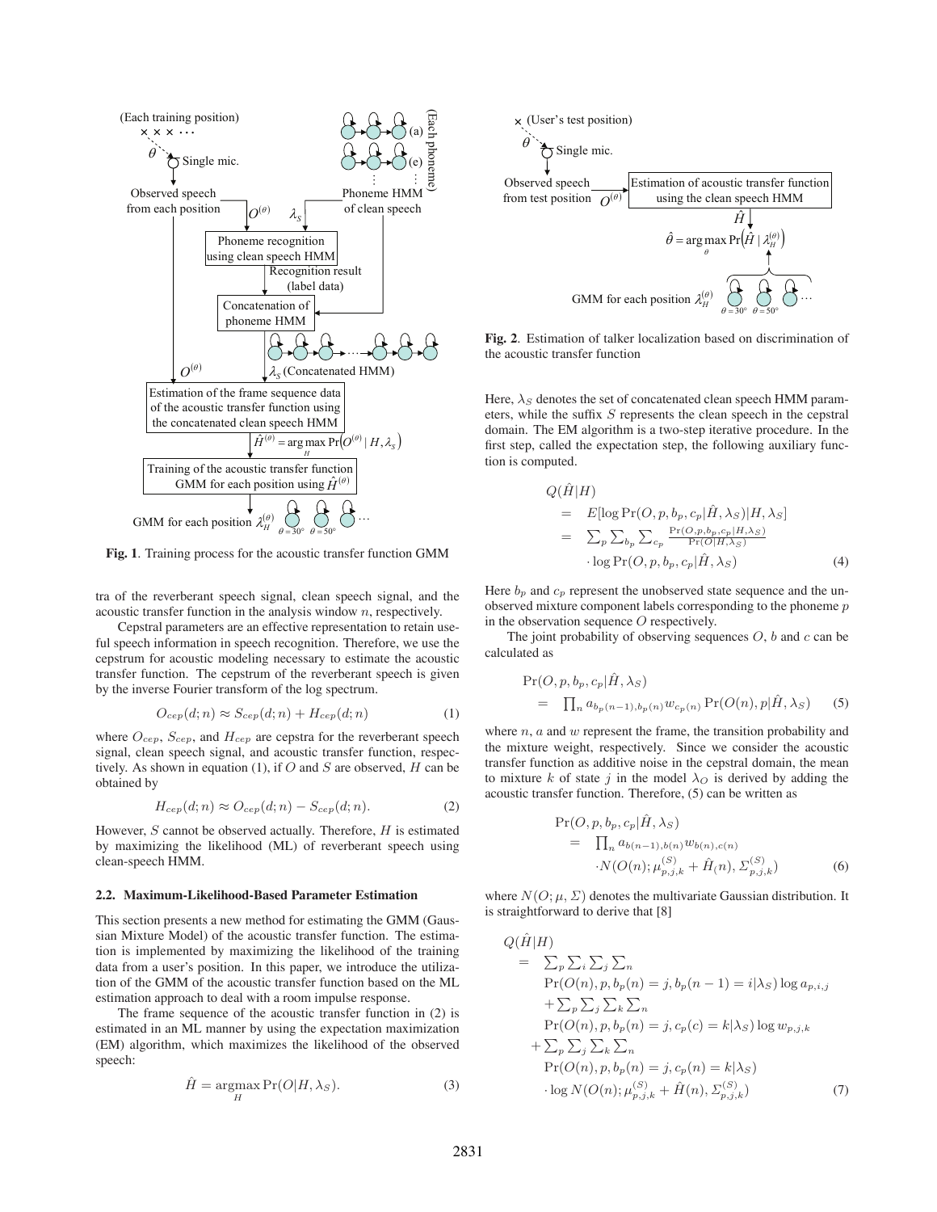**Fig. 1**. Training process for the acoustic transfer function GMM

**Fig. 2**. Estimation of talker localization based on discrimination of the acoustic transfer function

tra of the reverberant speech signal, clean speech signal, and the acoustic transfer function in the analysis window $n$, respectively.

Cepstral parameters are an effective representation to retain useful speech information in speech recognition. Therefore, we use the cepstrum for acoustic modeling necessary to estimate the acoustic transfer function. The cepstrum of the reverberant speech is given by the inverse Fourier transform of the log spectrum.

$$O_{cep}(d; n) \approx S_{cep}(d; n) + H_{cep}(d; n) \tag{1}$$

where $O_{cep}$, $S_{cep}$, and $H_{cep}$ are cepstra for the reverberant speech signal, clean speech signal, and acoustic transfer function, respectively. As shown in equation (1), if $O$ and $S$ are observed, $H$ can be obtained by

$$H_{cep}(d; n) \approx O_{cep}(d; n) - S_{cep}(d; n). \tag{2}$$

However, $S$ cannot be observed actually. Therefore, $H$ is estimated by maximizing the likelihood (ML) of reverberant speech using clean-speech HMM.

### 2.2. Maximum-Likelihood-Based Parameter Estimation

This section presents a new method for estimating the GMM (Gaussian Mixture Model) of the acoustic transfer function. The estimation is implemented by maximizing the likelihood of the training data from a user's position. In this paper, we introduce the utilization of the GMM of the acoustic transfer function based on the ML estimation approach to deal with a room impulse response.

The frame sequence of the acoustic transfer function in (2) is estimated in an ML manner by using the expectation maximization (EM) algorithm, which maximizes the likelihood of the observed speech:

$$\hat{H} = \underset{H}{\operatorname{argmax}} \Pr(O|H, \lambda_S). \tag{3}$$

Here, $\lambda_S$ denotes the set of concatenated clean speech HMM parameters, while the suffix $S$ represents the clean speech in the cepstral domain. The EM algorithm is a two-step iterative procedure. In the first step, called the expectation step, the following auxiliary function is computed.

$$\begin{aligned} Q(\hat{H}|H) &= E[\log \Pr(O, p, b_p, c_p|\hat{H}, \lambda_S)|H, \lambda_S] \\ &= \sum_p \sum_{b_p} \sum_{c_p} \frac{\Pr(O,p,b_p,c_p|H,\lambda_S)}{\Pr(O|H,\lambda_S)} \\ &\quad \cdot \log \Pr(O, p, b_p, c_p|\hat{H}, \lambda_S) \end{aligned} \tag{4}$$

Here $b_p$ and $c_p$ represent the unobserved state sequence and the unobserved mixture component labels corresponding to the phoneme $p$ in the observation sequence $O$ respectively.

The joint probability of observing sequences $O$, $b$ and $c$ can be calculated as

$$\begin{aligned} &\Pr(O, p, b_p, c_p|\hat{H}, \lambda_S) \\ &\quad = \prod_n a_{b_p(n-1), b_p(n)} w_{c_p(n)} \Pr(O(n), p|\hat{H}, \lambda_S) \end{aligned} \tag{5}$$

where $n$, $a$ and $w$ represent the frame, the transition probability and the mixture weight, respectively. Since we consider the acoustic transfer function as additive noise in the cepstral domain, the mean to mixture $k$ of state $j$ in the model $\lambda_O$ is derived by adding the acoustic transfer function. Therefore, (5) can be written as

$$\begin{aligned} &\Pr(O, p, b_p, c_p|\hat{H}, \lambda_S) \\ &\quad = \prod_n a_{b(n-1), b(n)} w_{b(n), c(n)} \\ &\qquad \cdot N(O(n); \mu^{(S)}_{p,j,k} + \hat{H}_(n), \Sigma^{(S)}_{p,j,k}) \end{aligned} \tag{6}$$

where $N(O; \mu, \Sigma)$ denotes the multivariate Gaussian distribution. It is straightforward to derive that [8]

$$\begin{aligned} Q(\hat{H}|H) &= \sum_p \sum_i \sum_j \sum_n \\ &\quad \Pr(O(n), p, b_p(n) = j, b_p(n-1) = i|\lambda_S) \log a_{p,i,j} \\ &\quad + \sum_p \sum_j \sum_k \sum_n \\ &\quad \Pr(O(n), p, b_p(n) = j, c_p(c) = k|\lambda_S) \log w_{p,j,k} \\ &\quad + \sum_p \sum_j \sum_k \sum_n \\ &\quad \Pr(O(n), p, b_p(n) = j, c_p(n) = k|\lambda_S) \\ &\quad \cdot \log N(O(n); \mu^{(S)}_{p,j,k} + \hat{H}(n), \Sigma^{(S)}_{p,j,k}) \end{aligned} \tag{7}$$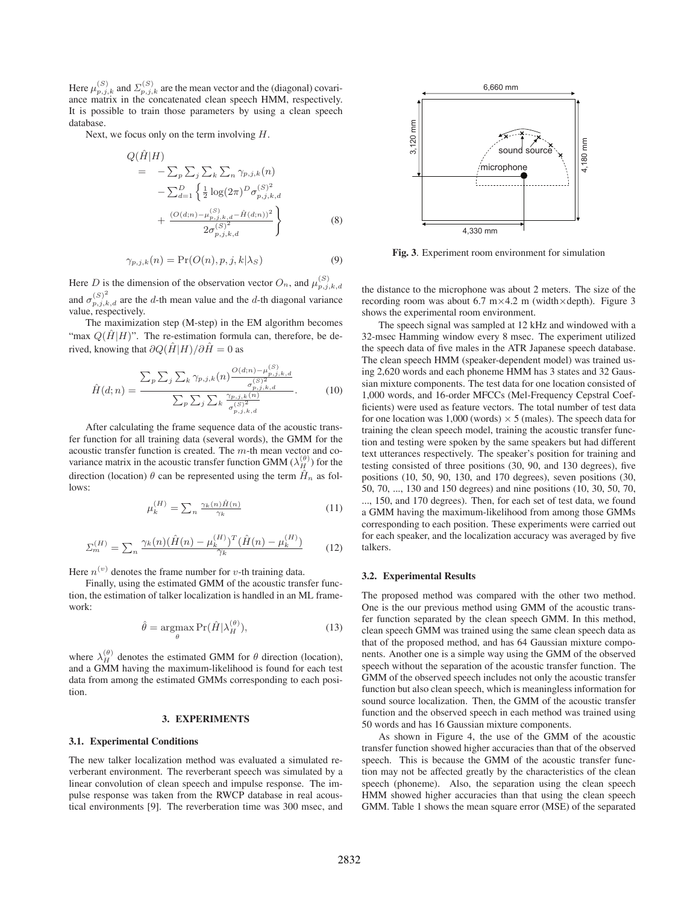Here $\mu^{(S)}_{p,j,k}$ and $\Sigma^{(S)}_{p,j,k}$ are the mean vector and the (diagonal) covariance matrix in the concatenated clean speech HMM, respectively. It is possible to train those parameters by using a clean speech database.

Next, we focus only on the term involving $H$.

$$
\begin{aligned}
Q(\hat{H}|H) & \\
= & -\sum_p \sum_j \sum_k \sum_n \gamma_{p,j,k}(n) \\
& -\sum_{d=1}^{D} \left\{ \frac{1}{2} \log(2\pi)^D \sigma^{(S)^2}_{p,j,k,d} \right. \\
& \left. + \frac{(O(d;n) - \mu^{(S)}_{p,j,k,d} - \hat{H}(d;n))^2}{2\sigma^{(S)^2}_{p,j,k,d}} \right\}
\end{aligned}
\tag{8}
$$

$$
\gamma_{p,j,k}(n) = \Pr(O(n), p, j, k|\lambda_S) \tag{9}
$$

Here $D$ is the dimension of the observation vector $O_n$, and $\mu^{(S)}_{p,j,k,d}$ and $\sigma^{(S)^2}_{p,j,k,d}$ are the $d$-th mean value and the $d$-th diagonal variance value, respectively.

The maximization step (M-step) in the EM algorithm becomes "max $Q(\hat{H}|H)$". The re-estimation formula can, therefore, be derived, knowing that $\partial Q(\hat{H}|H)/\partial \hat{H} = 0$ as

$$
\hat{H}(d;n) = \frac{\sum_p \sum_j \sum_k \gamma_{p,j,k}(n) \frac{O(d;n) - \mu^{(S)}_{p,j,k,d}}{\sigma^{(S)^2}_{p,j,k,d}}}{\sum_p \sum_j \sum_k \frac{\gamma_{p,j,k}(n)}{\sigma^{(S)^2}_{p,j,k,d}}}. \tag{10}
$$

After calculating the frame sequence data of the acoustic transfer function for all training data (several words), the GMM for the acoustic transfer function is created. The $m$-th mean vector and covariance matrix in the acoustic transfer function GMM ($\lambda^{(\theta)}_H$) for the direction (location) $\theta$ can be represented using the term $\hat{H}_n$ as follows:

$$
\mu^{(H)}_k = \sum_n \frac{\gamma_k(n)\hat{H}(n)}{\gamma_k} \tag{11}
$$

$$
\Sigma^{(H)}_m = \sum_n \frac{\gamma_k(n)(\hat{H}(n) - \mu^{(H)}_k)^T(\hat{H}(n) - \mu^{(H)}_k)}{\gamma_k} \tag{12}
$$

Here $n^{(v)}$ denotes the frame number for $v$-th training data.

Finally, using the estimated GMM of the acoustic transfer function, the estimation of talker localization is handled in an ML framework:

$$
\hat{\theta} = \underset{\theta}{\operatorname{argmax}} \Pr(\hat{H}|\lambda^{(\theta)}_H), \tag{13}
$$

where $\lambda^{(\theta)}_H$ denotes the estimated GMM for $\theta$ direction (location), and a GMM having the maximum-likelihood is found for each test data from among the estimated GMMs corresponding to each position.

## 3. EXPERIMENTS

### 3.1. Experimental Conditions

The new talker localization method was evaluated a simulated reverberant environment. The reverberant speech was simulated by a linear convolution of clean speech and impulse response. The impulse response was taken from the RWCP database in real acoustical environments [9]. The reverberation time was 300 msec, and the distance to the microphone was about 2 meters. The size of the recording room was about 6.7 m×4.2 m (width×depth). Figure 3 shows the experimental room environment.

**Fig. 3**. Experiment room environment for simulation

The speech signal was sampled at 12 kHz and windowed with a 32-msec Hamming window every 8 msec. The experiment utilized the speech data of five males in the ATR Japanese speech database. The clean speech HMM (speaker-dependent model) was trained using 2,620 words and each phoneme HMM has 3 states and 32 Gaussian mixture components. The test data for one location consisted of 1,000 words, and 16-order MFCCs (Mel-Frequency Cepstral Coefficients) were used as feature vectors. The total number of test data for one location was 1,000 (words) × 5 (males). The speech data for training the clean speech model, training the acoustic transfer function and testing were spoken by the same speakers but had different text utterances respectively. The speaker's position for training and testing consisted of three positions (30, 90, and 130 degrees), five positions (10, 50, 90, 130, and 170 degrees), seven positions (30, 50, 70, ..., 130 and 150 degrees) and nine positions (10, 30, 50, 70, ..., 150, and 170 degrees). Then, for each set of test data, we found a GMM having the maximum-likelihood from among those GMMs corresponding to each position. These experiments were carried out for each speaker, and the localization accuracy was averaged by five talkers.

### 3.2. Experimental Results

The proposed method was compared with the other two method. One is the our previous method using GMM of the acoustic transfer function separated by the clean speech GMM. In this method, clean speech GMM was trained using the same clean speech data as that of the proposed method, and has 64 Gaussian mixture components. Another one is a simple way using the GMM of the observed speech without the separation of the acoustic transfer function. The GMM of the observed speech includes not only the acoustic transfer function but also clean speech, which is meaningless information for sound source localization. Then, the GMM of the acoustic transfer function and the observed speech in each method was trained using 50 words and has 16 Gaussian mixture components.

As shown in Figure 4, the use of the GMM of the acoustic transfer function showed higher accuracies than that of the observed speech. This is because the GMM of the acoustic transfer function may not be affected greatly by the characteristics of the clean speech (phoneme). Also, the separation using the clean speech HMM showed higher accuracies than that using the clean speech GMM. Table 1 shows the mean square error (MSE) of the separated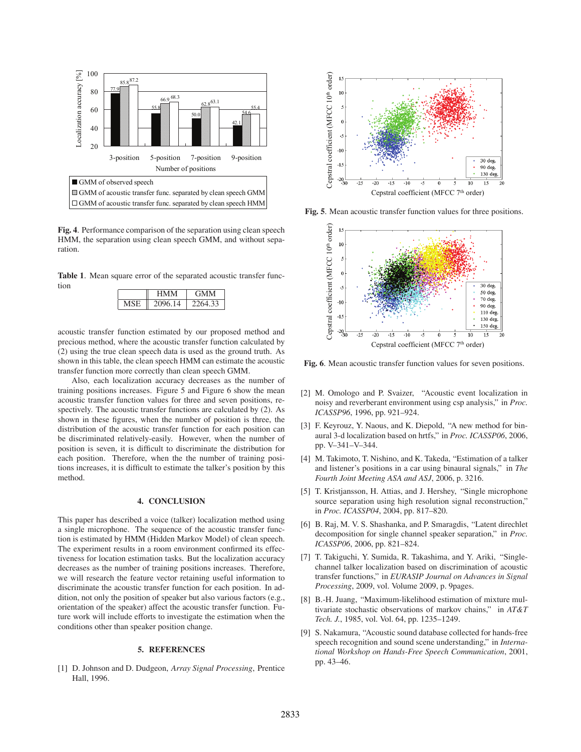100
80
60
40
20
Localization accuracy [%]
77.9 85.8 87.2
55.8 66.9 68.3
50.0 62.8 63.1
42.1 54.6 55.4
3-position 5-position 7-position 9-position
Number of positions
GMM of observed speech
GMM of acoustic transfer func. separated by clean speech GMM
GMM of acoustic transfer func. separated by clean speech HMM

**Fig. 4**. Performance comparison of the separation using clean speech HMM, the separation using clean speech GMM, and without separation.

**Table 1**. Mean square error of the separated acoustic transfer function

| | HMM | GMM |
|---|---|---|
| MSE | 2096.14 | 2264.33 |

acoustic transfer function estimated by our proposed method and precious method, where the acoustic transfer function calculated by (2) using the true clean speech data is used as the ground truth. As shown in this table, the clean speech HMM can estimate the acoustic transfer function more correctly than clean speech GMM.

Also, each localization accuracy decreases as the number of training positions increases. Figure 5 and Figure 6 show the mean acoustic transfer function values for three and seven positions, respectively. The acoustic transfer functions are calculated by (2). As shown in these figures, when the number of position is three, the distribution of the acoustic transfer function for each position can be discriminated relatively-easily. However, when the number of position is seven, it is difficult to discriminate the distribution for each position. Therefore, when the the number of training positions increases, it is difficult to estimate the talker's position by this method.

## 4. CONCLUSION

This paper has described a voice (talker) localization method using a single microphone. The sequence of the acoustic transfer function is estimated by HMM (Hidden Markov Model) of clean speech. The experiment results in a room environment confirmed its effectiveness for location estimation tasks. But the localization accuracy decreases as the number of training positions increases. Therefore, we will research the feature vector retaining useful information to discriminate the acoustic transfer function for each position. In addition, not only the position of speaker but also various factors (e.g., orientation of the speaker) affect the acoustic transfer function. Future work will include efforts to investigate the estimation when the conditions other than speaker position change.

## 5. REFERENCES

[1] D. Johnson and D. Dudgeon, *Array Signal Processing*, Prentice Hall, 1996.

Cepstral coefficient (MFCC 10th order)
Cepstral coefficient (MFCC 7th order)
30 deg.
90 deg.
130 deg.

**Fig. 5**. Mean acoustic transfer function values for three positions.

Cepstral coefficient (MFCC 10th order)
Cepstral coefficient (MFCC 7th order)
30 deg.
50 deg.
70 deg.
90 deg.
110 deg.
130 deg.
150 deg.

**Fig. 6**. Mean acoustic transfer function values for seven positions.

[2] M. Omologo and P. Svaizer, "Acoustic event localization in noisy and reverberant environment using csp analysis," in *Proc. ICASSP96*, 1996, pp. 921–924.

[3] F. Keyrouz, Y. Naous, and K. Diepold, "A new method for binaural 3-d localization based on hrtfs," in *Proc. ICASSP06*, 2006, pp. V–341–V–344.

[4] M. Takimoto, T. Nishino, and K. Takeda, "Estimation of a talker and listener's positions in a car using binaural signals," in *The Fourth Joint Meeting ASA and ASJ*, 2006, p. 3216.

[5] T. Kristjansson, H. Attias, and J. Hershey, "Single microphone source separation using high resolution signal reconstruction," in *Proc. ICASSP04*, 2004, pp. 817–820.

[6] B. Raj, M. V. S. Shashanka, and P. Smaragdis, "Latent direchlet decomposition for single channel speaker separation," in *Proc. ICASSP06*, 2006, pp. 821–824.

[7] T. Takiguchi, Y. Sumida, R. Takashima, and Y. Ariki, "Single-channel talker localization based on discrimination of acoustic transfer functions," in *EURASIP Journal on Advances in Signal Processing*, 2009, vol. Volume 2009, p. 9pages.

[8] B.-H. Juang, "Maximum-likelihood estimation of mixture multivariate stochastic observations of markov chains," in *AT&T Tech. J.*, 1985, vol. Vol. 64, pp. 1235–1249.

[9] S. Nakamura, "Acoustic sound database collected for hands-free speech recognition and sound scene understanding," in *International Workshop on Hands-Free Speech Communication*, 2001, pp. 43–46.